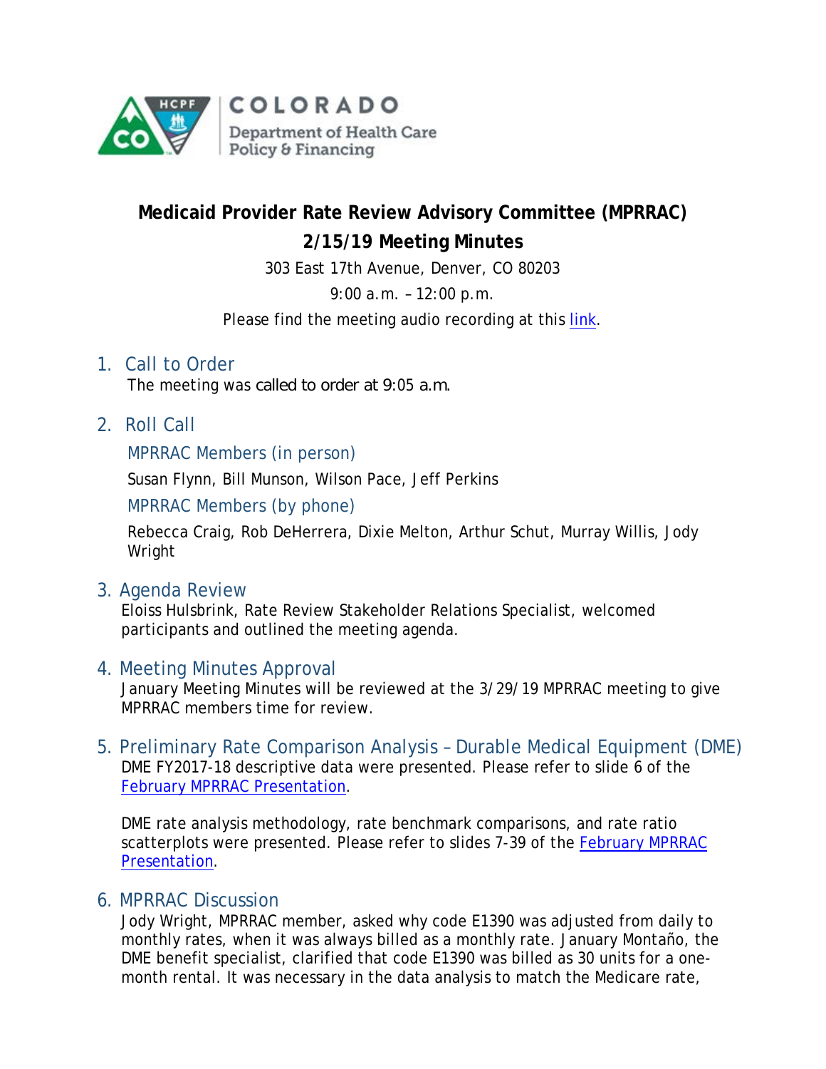# Medicaid Provider Rate Review Advisory Committee (MPRRAC)

## 2/15/19 Meeting Minutes

303 East 17th Avenue, Denver, CO 80203

9:00 a.m. – 12:00 p.m.

Please find the meeting audio recording at this link.

## 1. Call to Order

The meeting was called to order at 9:05 a.m.

## 2. Roll Call

### MPRRAC Members (in person)

Susan Flynn, Bill Munson, Wilson Pace, Jeff Perkins

### MPRRAC Members (by phone)

Rebecca Craig, Rob DeHerrera, Dixie Melton, Arthur Schut, Murray Willis, Jody Wright

## 3. Agenda Review

Eloiss Hulsbrink, Rate Review Stakeholder Relations Specialist, welcomed participants and outlined the meeting agenda.

## 4. Meeting Minutes Approval

January Meeting Minutes will be reviewed at the 3/29/19 MPRRAC meeting to give MPRRAC members time for review.

## 5. Preliminary Rate Comparison Analysis – Durable Medical Equipment (DME)

DME FY2017-18 descriptive data were presented. Please refer to slide 6 of the February MPRRAC Presentation.

DME rate analysis methodology, rate benchmark comparisons, and rate ratio scatterplots were presented. Please refer to slides 7-39 of the February MPRRAC Presentation.

## 6. MPRRAC Discussion

Jody Wright, MPRRAC member, asked why code E1390 was adjusted from daily to monthly rates, when it was always billed as a monthly rate. January Montaño, the DME benefit specialist, clarified that code E1390 was billed as 30 units for a one-month rental. It was necessary in the data analysis to match the Medicare rate,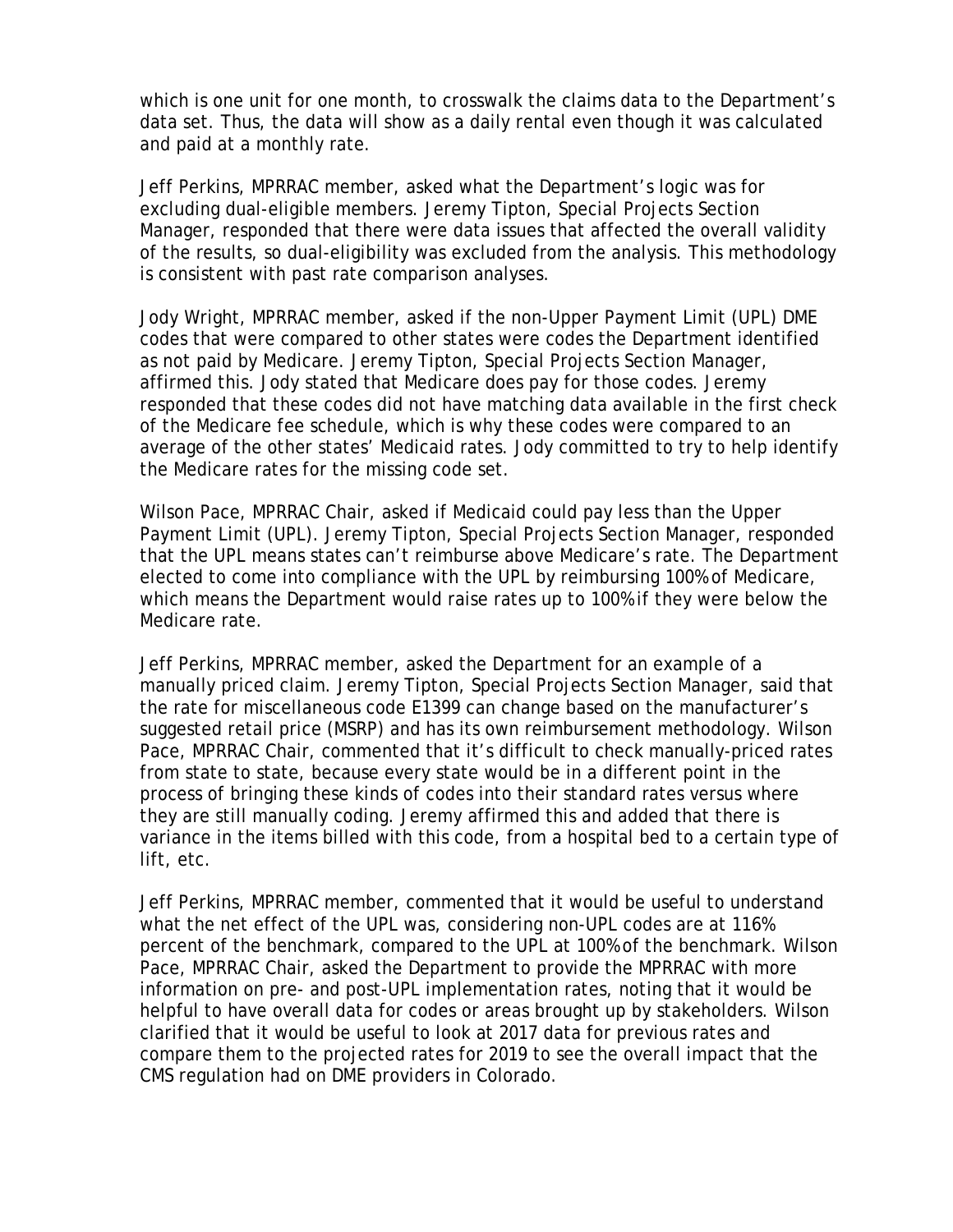which is one unit for one month, to crosswalk the claims data to the Department's data set. Thus, the data will show as a daily rental even though it was calculated and paid at a monthly rate.

Jeff Perkins, MPRRAC member, asked what the Department's logic was for excluding dual-eligible members. Jeremy Tipton, Special Projects Section Manager, responded that there were data issues that affected the overall validity of the results, so dual-eligibility was excluded from the analysis. This methodology is consistent with past rate comparison analyses.

Jody Wright, MPRRAC member, asked if the non-Upper Payment Limit (UPL) DME codes that were compared to other states were codes the Department identified as not paid by Medicare. Jeremy Tipton, Special Projects Section Manager, affirmed this. Jody stated that Medicare does pay for those codes. Jeremy responded that these codes did not have matching data available in the first check of the Medicare fee schedule, which is why these codes were compared to an average of the other states' Medicaid rates. Jody committed to try to help identify the Medicare rates for the missing code set.

Wilson Pace, MPRRAC Chair, asked if Medicaid could pay less than the Upper Payment Limit (UPL). Jeremy Tipton, Special Projects Section Manager, responded that the UPL means states can't reimburse above Medicare's rate. The Department elected to come into compliance with the UPL by reimbursing 100% of Medicare, which means the Department would raise rates up to 100% if they were below the Medicare rate.

Jeff Perkins, MPRRAC member, asked the Department for an example of a manually priced claim. Jeremy Tipton, Special Projects Section Manager, said that the rate for miscellaneous code E1399 can change based on the manufacturer's suggested retail price (MSRP) and has its own reimbursement methodology. Wilson Pace, MPRRAC Chair, commented that it's difficult to check manually-priced rates from state to state, because every state would be in a different point in the process of bringing these kinds of codes into their standard rates versus where they are still manually coding. Jeremy affirmed this and added that there is variance in the items billed with this code, from a hospital bed to a certain type of lift, etc.

Jeff Perkins, MPRRAC member, commented that it would be useful to understand what the net effect of the UPL was, considering non-UPL codes are at 116% percent of the benchmark, compared to the UPL at 100% of the benchmark. Wilson Pace, MPRRAC Chair, asked the Department to provide the MPRRAC with more information on pre- and post-UPL implementation rates, noting that it would be helpful to have overall data for codes or areas brought up by stakeholders. Wilson clarified that it would be useful to look at 2017 data for previous rates and compare them to the projected rates for 2019 to see the overall impact that the CMS regulation had on DME providers in Colorado.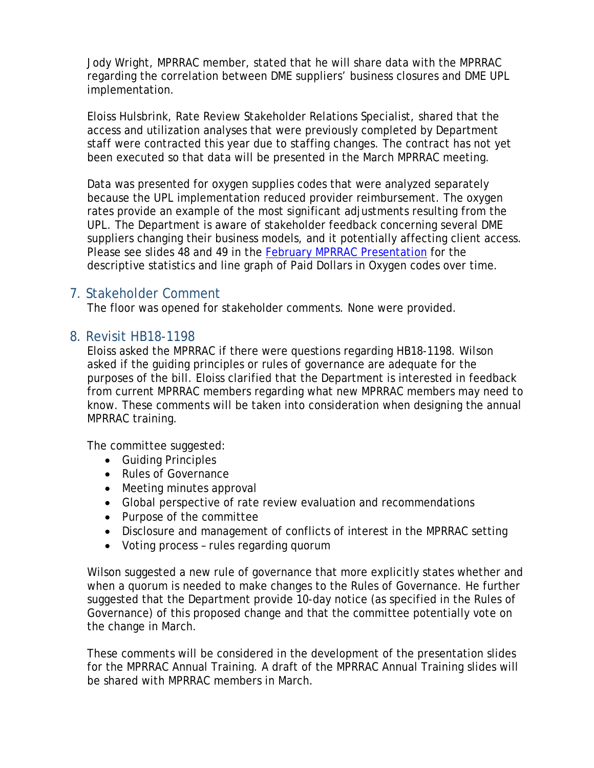Jody Wright, MPRRAC member, stated that he will share data with the MPRRAC regarding the correlation between DME suppliers' business closures and DME UPL implementation.

Eloiss Hulsbrink, Rate Review Stakeholder Relations Specialist, shared that the access and utilization analyses that were previously completed by Department staff were contracted this year due to staffing changes. The contract has not yet been executed so that data will be presented in the March MPRRAC meeting.

Data was presented for oxygen supplies codes that were analyzed separately because the UPL implementation reduced provider reimbursement. The oxygen rates provide an example of the most significant adjustments resulting from the UPL. The Department is aware of stakeholder feedback concerning several DME suppliers changing their business models, and it potentially affecting client access. Please see slides 48 and 49 in the February MPRRAC Presentation for the descriptive statistics and line graph of Paid Dollars in Oxygen codes over time.

## 7. Stakeholder Comment

The floor was opened for stakeholder comments. None were provided.

## 8. Revisit HB18-1198

Eloiss asked the MPRRAC if there were questions regarding HB18-1198. Wilson asked if the guiding principles or rules of governance are adequate for the purposes of the bill. Eloiss clarified that the Department is interested in feedback from current MPRRAC members regarding what new MPRRAC members may need to know. These comments will be taken into consideration when designing the annual MPRRAC training.

The committee suggested:

- Guiding Principles
- Rules of Governance
- Meeting minutes approval
- Global perspective of rate review evaluation and recommendations
- Purpose of the committee
- Disclosure and management of conflicts of interest in the MPRRAC setting
- Voting process – rules regarding quorum

Wilson suggested a new rule of governance that more explicitly states whether and when a quorum is needed to make changes to the Rules of Governance. He further suggested that the Department provide 10-day notice (as specified in the Rules of Governance) of this proposed change and that the committee potentially vote on the change in March.

These comments will be considered in the development of the presentation slides for the MPRRAC Annual Training. A draft of the MPRRAC Annual Training slides will be shared with MPRRAC members in March.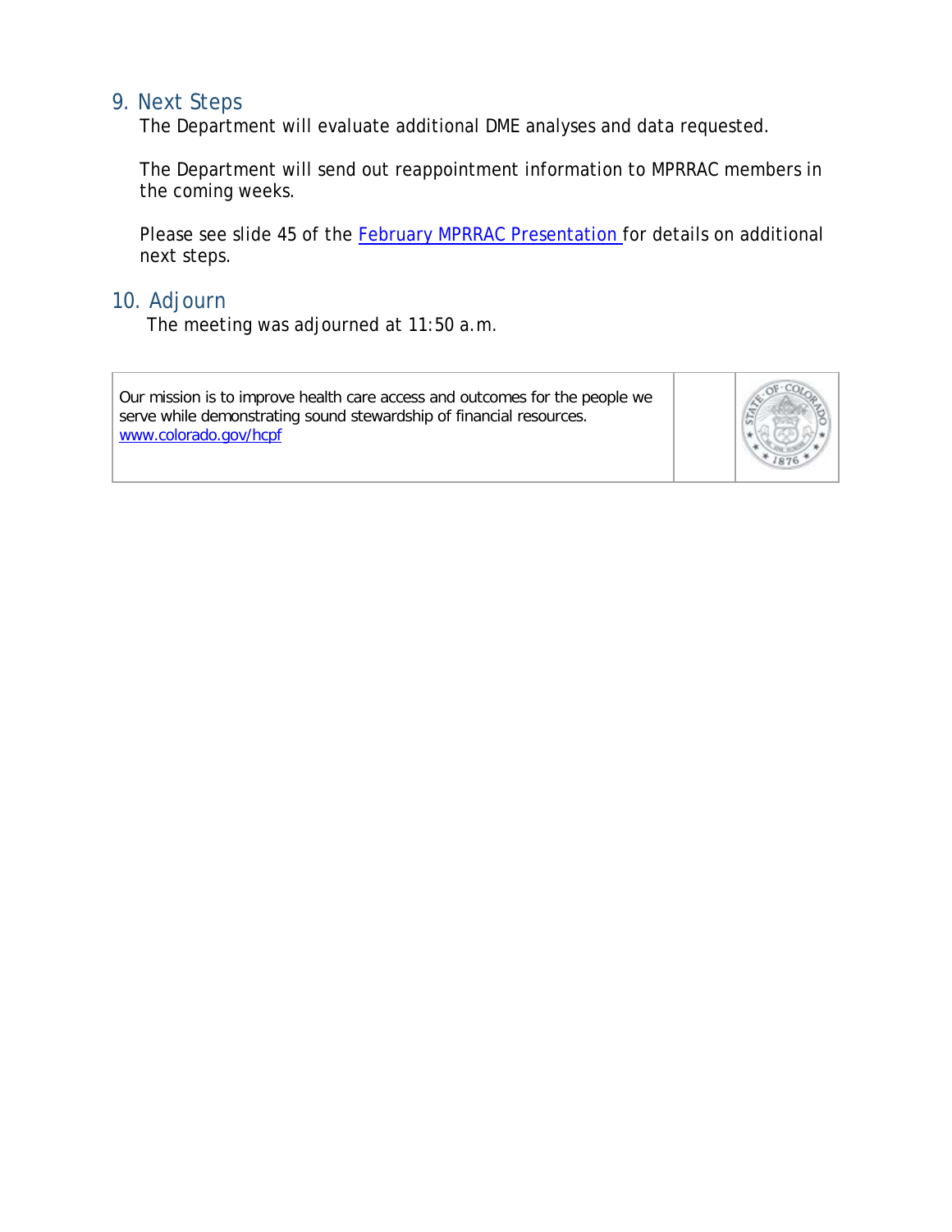## 9. Next Steps

The Department will evaluate additional DME analyses and data requested.

The Department will send out reappointment information to MPRRAC members in the coming weeks.

Please see slide 45 of the [February MPRRAC Presentation](#) for details on additional next steps.

## 10. Adjourn

The meeting was adjourned at 11:50 a.m.

| | | |
|---|---|---|
| Our mission is to improve health care access and outcomes for the people we serve while demonstrating sound stewardship of financial resources. [www.colorado.gov/hcpf](http://www.colorado.gov/hcpf) | | |